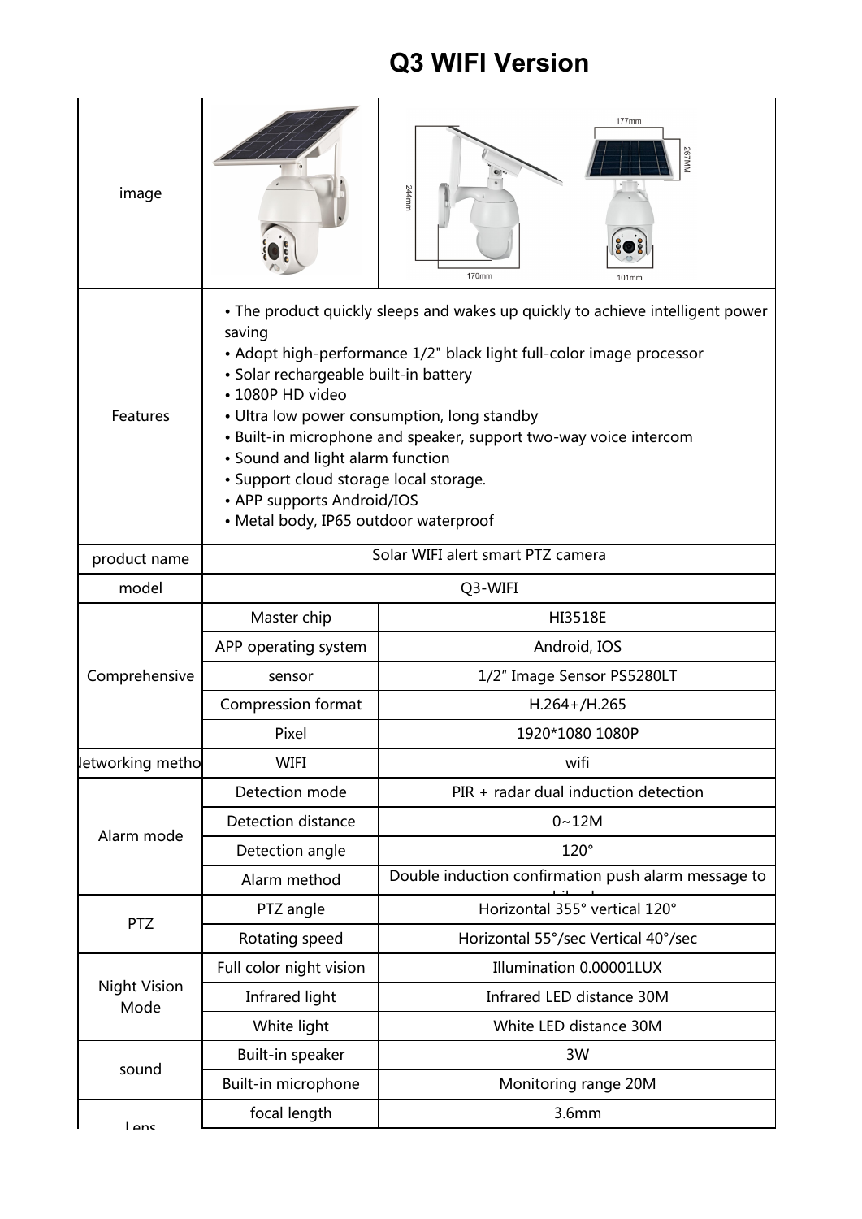# Q3 WIFI Version

| | | |
|---|---|---|
| image | | |
| Features | • The product quickly sleeps and wakes up quickly to achieve intelligent power saving<br>• Adopt high-performance 1/2" black light full-color image processor<br>• Solar rechargeable built-in battery<br>• 1080P HD video<br>• Ultra low power consumption, long standby<br>• Built-in microphone and speaker, support two-way voice intercom<br>• Sound and light alarm function<br>• Support cloud storage local storage.<br>• APP supports Android/IOS<br>• Metal body, IP65 outdoor waterproof | |
| product name | Solar WIFI alert smart PTZ camera | |
| model | Q3-WIFI | |
| Comprehensive | Master chip | HI3518E |
| | APP operating system | Android, IOS |
| | sensor | 1/2" Image Sensor PS5280LT |
| | Compression format | H.264+/H.265 |
| | Pixel | 1920*1080 1080P |
| Networking method | WIFI | wifi |
| Alarm mode | Detection mode | PIR + radar dual induction detection |
| | Detection distance | 0~12M |
| | Detection angle | 120° |
| | Alarm method | Double induction confirmation push alarm message to mobile phone |
| PTZ | PTZ angle | Horizontal 355° vertical 120° |
| | Rotating speed | Horizontal 55°/sec Vertical 40°/sec |
| Night Vision Mode | Full color night vision | Illumination 0.00001LUX |
| | Infrared light | Infrared LED distance 30M |
| | White light | White LED distance 30M |
| sound | Built-in speaker | 3W |
| | Built-in microphone | Monitoring range 20M |
| Lens | focal length | 3.6mm |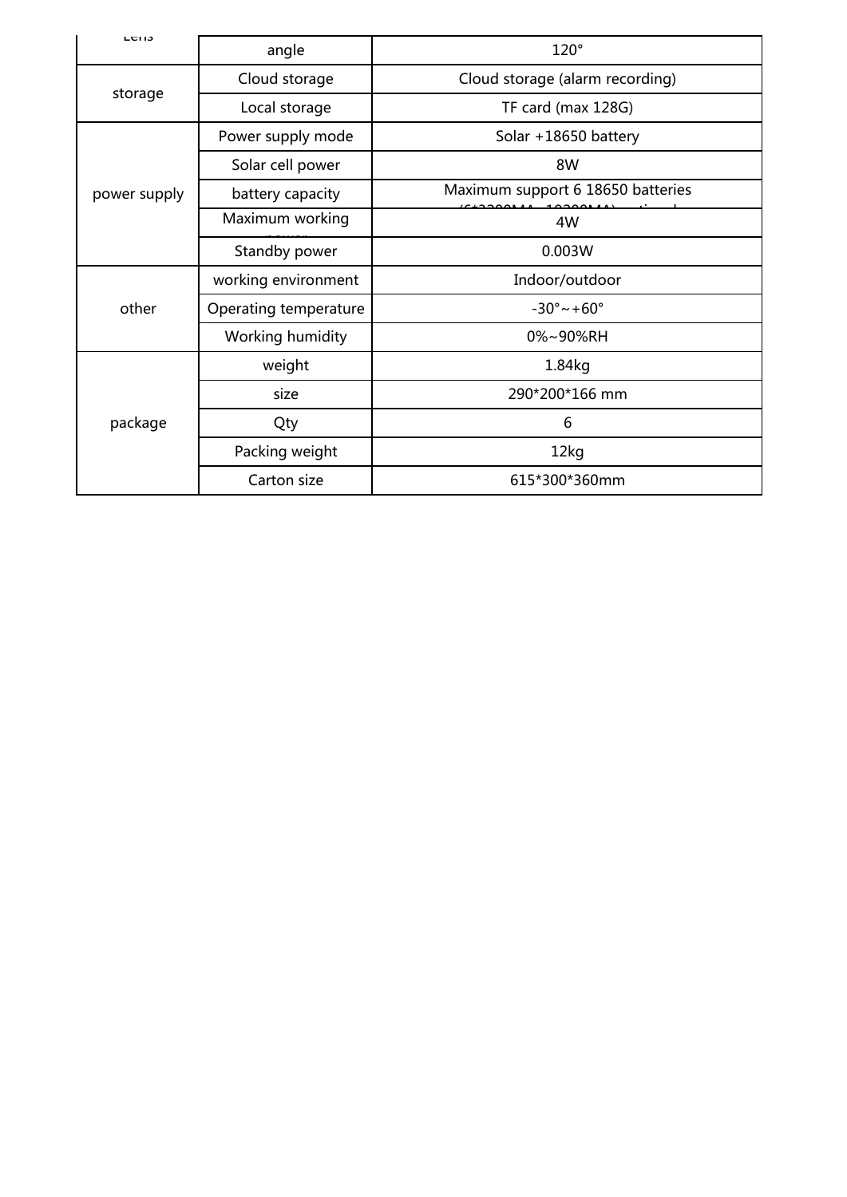| | | |
|---|---|---|
| Lens | angle | 120° |
| storage | Cloud storage | Cloud storage (alarm recording) |
| | Local storage | TF card (max 128G) |
| power supply | Power supply mode | Solar +18650 battery |
| | Solar cell power | 8W |
| | battery capacity | Maximum support 6 18650 batteries (6*3200MA=19200MA) optional |
| | Maximum working power | 4W |
| | Standby power | 0.003W |
| other | working environment | Indoor/outdoor |
| | Operating temperature | -30°~+60° |
| | Working humidity | 0%~90%RH |
| package | weight | 1.84kg |
| | size | 290*200*166 mm |
| | Qty | 6 |
| | Packing weight | 12kg |
| | Carton size | 615*300*360mm |